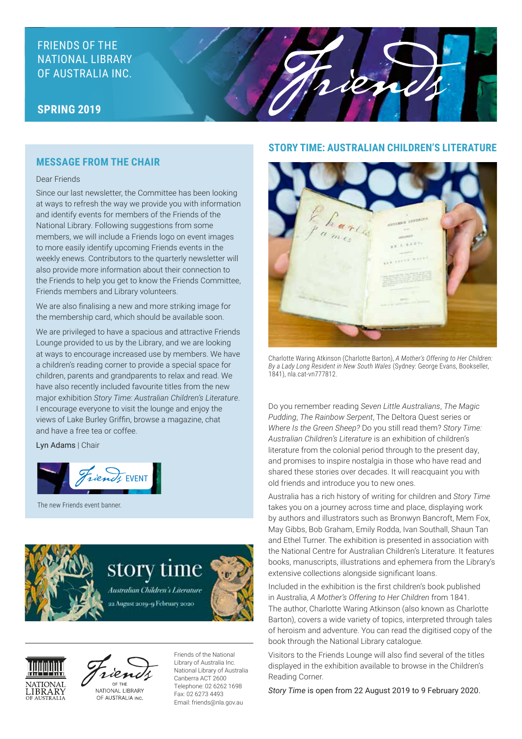FRIENDS OF THE NATIONAL LIBRARY OF AUSTRALIA INC.

**SPRING 2019**

## MESSAGE FROM THE CHAIR

Dear Friends

Since our last newsletter, the Committee has been looking at ways to refresh the way we provide you with information and identify events for members of the Friends of the National Library. Following suggestions from some members, we will include a Friends logo on event images to more easily identify upcoming Friends events in the weekly enews. Contributors to the quarterly newsletter will also provide more information about their connection to the Friends to help you get to know the Friends Committee, Friends members and Library volunteers.

We are also finalising a new and more striking image for the membership card, which should be available soon.

We are privileged to have a spacious and attractive Friends Lounge provided to us by the Library, and we are looking at ways to encourage increased use by members. We have a children's reading corner to provide a special space for children, parents and grandparents to relax and read. We have also recently included favourite titles from the new major exhibition *Story Time: Australian Children's Literature*. I encourage everyone to visit the lounge and enjoy the views of Lake Burley Griffin, browse a magazine, chat and have a free tea or coffee.

Lyn Adams | Chair

The new Friends event banner.

story time
*Australian Children's Literature*
22 August 2019–9 February 2020

Friends of the National Library of Australia Inc.
National Library of Australia
Canberra ACT 2600
Telephone: 02 6262 1698
Fax: 02 6273 4493
Email: friends@nla.gov.au

## STORY TIME: AUSTRALIAN CHILDREN'S LITERATURE

Charlotte Waring Atkinson (Charlotte Barton), *A Mother's Offering to Her Children: By a Lady Long Resident in New South Wales* (Sydney: George Evans, Bookseller, 1841), nla.cat-vn777812.

Do you remember reading *Seven Little Australians*, *The Magic Pudding*, *The Rainbow Serpent*, The Deltora Quest series or *Where Is the Green Sheep?* Do you still read them? *Story Time: Australian Children's Literature* is an exhibition of children's literature from the colonial period through to the present day, and promises to inspire nostalgia in those who have read and shared these stories over decades. It will reacquaint you with old friends and introduce you to new ones.

Australia has a rich history of writing for children and *Story Time* takes you on a journey across time and place, displaying work by authors and illustrators such as Bronwyn Bancroft, Mem Fox, May Gibbs, Bob Graham, Emily Rodda, Ivan Southall, Shaun Tan and Ethel Turner. The exhibition is presented in association with the National Centre for Australian Children's Literature. It features books, manuscripts, illustrations and ephemera from the Library's extensive collections alongside significant loans.

Included in the exhibition is the first children's book published in Australia, *A Mother's Offering to Her Children* from 1841. The author, Charlotte Waring Atkinson (also known as Charlotte Barton), covers a wide variety of topics, interpreted through tales of heroism and adventure. You can read the digitised copy of the book through the National Library catalogue.

Visitors to the Friends Lounge will also find several of the titles displayed in the exhibition available to browse in the Children's Reading Corner.

*Story Time* is open from 22 August 2019 to 9 February 2020.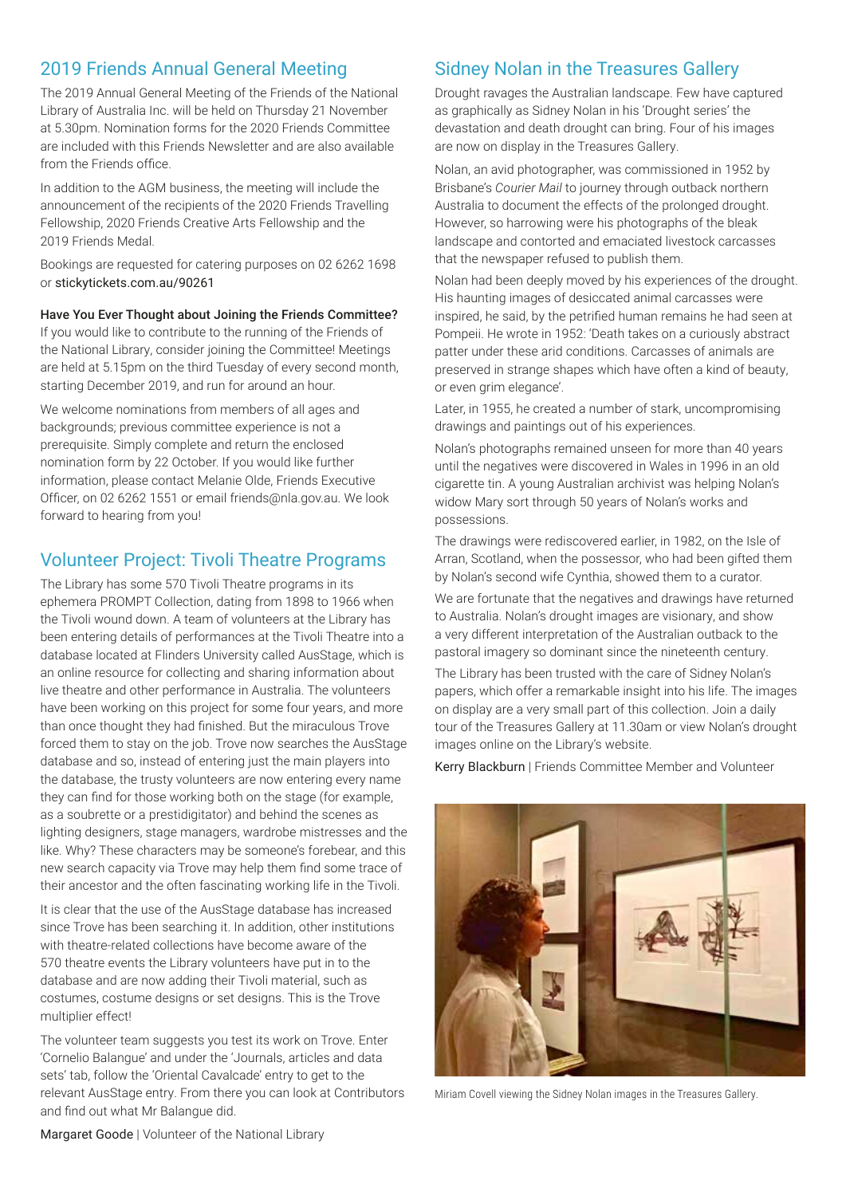## 2019 Friends Annual General Meeting

The 2019 Annual General Meeting of the Friends of the National Library of Australia Inc. will be held on Thursday 21 November at 5.30pm. Nomination forms for the 2020 Friends Committee are included with this Friends Newsletter and are also available from the Friends office.

In addition to the AGM business, the meeting will include the announcement of the recipients of the 2020 Friends Travelling Fellowship, 2020 Friends Creative Arts Fellowship and the 2019 Friends Medal.

Bookings are requested for catering purposes on 02 6262 1698 or stickytickets.com.au/90261

**Have You Ever Thought about Joining the Friends Committee?**
If you would like to contribute to the running of the Friends of the National Library, consider joining the Committee! Meetings are held at 5.15pm on the third Tuesday of every second month, starting December 2019, and run for around an hour.

We welcome nominations from members of all ages and backgrounds; previous committee experience is not a prerequisite. Simply complete and return the enclosed nomination form by 22 October. If you would like further information, please contact Melanie Olde, Friends Executive Officer, on 02 6262 1551 or email friends@nla.gov.au. We look forward to hearing from you!

## Volunteer Project: Tivoli Theatre Programs

The Library has some 570 Tivoli Theatre programs in its ephemera PROMPT Collection, dating from 1898 to 1966 when the Tivoli wound down. A team of volunteers at the Library has been entering details of performances at the Tivoli Theatre into a database located at Flinders University called AusStage, which is an online resource for collecting and sharing information about live theatre and other performance in Australia. The volunteers have been working on this project for some four years, and more than once thought they had finished. But the miraculous Trove forced them to stay on the job. Trove now searches the AusStage database and so, instead of entering just the main players into the database, the trusty volunteers are now entering every name they can find for those working both on the stage (for example, as a soubrette or a prestidigitator) and behind the scenes as lighting designers, stage managers, wardrobe mistresses and the like. Why? These characters may be someone's forebear, and this new search capacity via Trove may help them find some trace of their ancestor and the often fascinating working life in the Tivoli.

It is clear that the use of the AusStage database has increased since Trove has been searching it. In addition, other institutions with theatre-related collections have become aware of the 570 theatre events the Library volunteers have put in to the database and are now adding their Tivoli material, such as costumes, costume designs or set designs. This is the Trove multiplier effect!

The volunteer team suggests you test its work on Trove. Enter 'Cornelio Balangue' and under the 'Journals, articles and data sets' tab, follow the 'Oriental Cavalcade' entry to get to the relevant AusStage entry. From there you can look at Contributors and find out what Mr Balangue did.

Margaret Goode | Volunteer of the National Library

## Sidney Nolan in the Treasures Gallery

Drought ravages the Australian landscape. Few have captured as graphically as Sidney Nolan in his 'Drought series' the devastation and death drought can bring. Four of his images are now on display in the Treasures Gallery.

Nolan, an avid photographer, was commissioned in 1952 by Brisbane's *Courier Mail* to journey through outback northern Australia to document the effects of the prolonged drought. However, so harrowing were his photographs of the bleak landscape and contorted and emaciated livestock carcasses that the newspaper refused to publish them.

Nolan had been deeply moved by his experiences of the drought. His haunting images of desiccated animal carcasses were inspired, he said, by the petrified human remains he had seen at Pompeii. He wrote in 1952: 'Death takes on a curiously abstract patter under these arid conditions. Carcasses of animals are preserved in strange shapes which have often a kind of beauty, or even grim elegance'.

Later, in 1955, he created a number of stark, uncompromising drawings and paintings out of his experiences.

Nolan's photographs remained unseen for more than 40 years until the negatives were discovered in Wales in 1996 in an old cigarette tin. A young Australian archivist was helping Nolan's widow Mary sort through 50 years of Nolan's works and possessions.

The drawings were rediscovered earlier, in 1982, on the Isle of Arran, Scotland, when the possessor, who had been gifted them by Nolan's second wife Cynthia, showed them to a curator.

We are fortunate that the negatives and drawings have returned to Australia. Nolan's drought images are visionary, and show a very different interpretation of the Australian outback to the pastoral imagery so dominant since the nineteenth century.

The Library has been trusted with the care of Sidney Nolan's papers, which offer a remarkable insight into his life. The images on display are a very small part of this collection. Join a daily tour of the Treasures Gallery at 11.30am or view Nolan's drought images online on the Library's website.

Kerry Blackburn | Friends Committee Member and Volunteer

Miriam Covell viewing the Sidney Nolan images in the Treasures Gallery.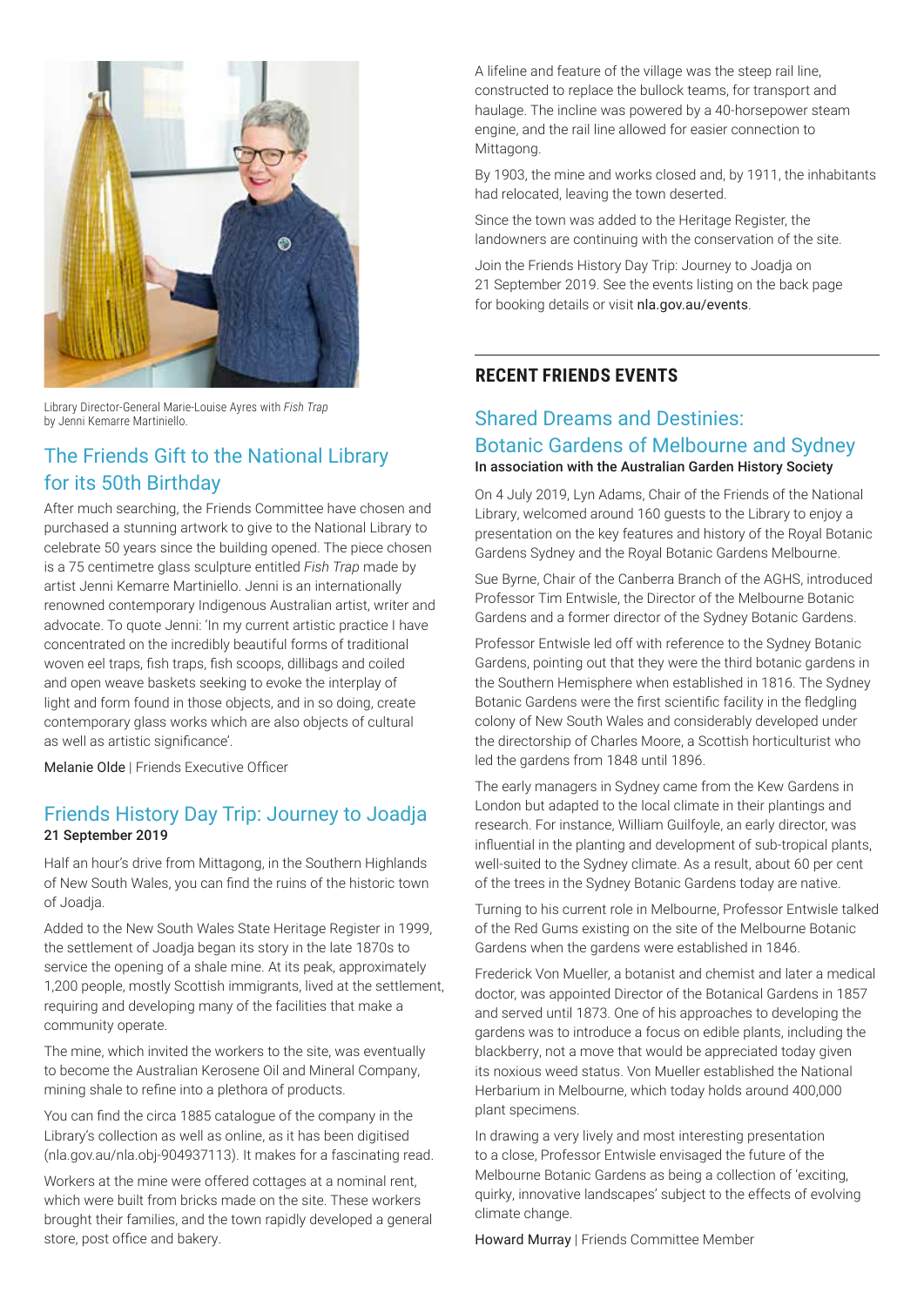Library Director-General Marie-Louise Ayres with *Fish Trap* by Jenni Kemarre Martiniello.

## The Friends Gift to the National Library for its 50th Birthday

After much searching, the Friends Committee have chosen and purchased a stunning artwork to give to the National Library to celebrate 50 years since the building opened. The piece chosen is a 75 centimetre glass sculpture entitled *Fish Trap* made by artist Jenni Kemarre Martiniello. Jenni is an internationally renowned contemporary Indigenous Australian artist, writer and advocate. To quote Jenni: 'In my current artistic practice I have concentrated on the incredibly beautiful forms of traditional woven eel traps, fish traps, fish scoops, dillibags and coiled and open weave baskets seeking to evoke the interplay of light and form found in those objects, and in so doing, create contemporary glass works which are also objects of cultural as well as artistic significance'.

Melanie Olde | Friends Executive Officer

## Friends History Day Trip: Journey to Joadja

**21 September 2019**

Half an hour's drive from Mittagong, in the Southern Highlands of New South Wales, you can find the ruins of the historic town of Joadja.

Added to the New South Wales State Heritage Register in 1999, the settlement of Joadja began its story in the late 1870s to service the opening of a shale mine. At its peak, approximately 1,200 people, mostly Scottish immigrants, lived at the settlement, requiring and developing many of the facilities that make a community operate.

The mine, which invited the workers to the site, was eventually to become the Australian Kerosene Oil and Mineral Company, mining shale to refine into a plethora of products.

You can find the circa 1885 catalogue of the company in the Library's collection as well as online, as it has been digitised (nla.gov.au/nla.obj-904937113). It makes for a fascinating read.

Workers at the mine were offered cottages at a nominal rent, which were built from bricks made on the site. These workers brought their families, and the town rapidly developed a general store, post office and bakery.

A lifeline and feature of the village was the steep rail line, constructed to replace the bullock teams, for transport and haulage. The incline was powered by a 40-horsepower steam engine, and the rail line allowed for easier connection to Mittagong.

By 1903, the mine and works closed and, by 1911, the inhabitants had relocated, leaving the town deserted.

Since the town was added to the Heritage Register, the landowners are continuing with the conservation of the site.

Join the Friends History Day Trip: Journey to Joadja on 21 September 2019. See the events listing on the back page for booking details or visit nla.gov.au/events.

# RECENT FRIENDS EVENTS

## Shared Dreams and Destinies: Botanic Gardens of Melbourne and Sydney

**In association with the Australian Garden History Society**

On 4 July 2019, Lyn Adams, Chair of the Friends of the National Library, welcomed around 160 guests to the Library to enjoy a presentation on the key features and history of the Royal Botanic Gardens Sydney and the Royal Botanic Gardens Melbourne.

Sue Byrne, Chair of the Canberra Branch of the AGHS, introduced Professor Tim Entwisle, the Director of the Melbourne Botanic Gardens and a former director of the Sydney Botanic Gardens.

Professor Entwisle led off with reference to the Sydney Botanic Gardens, pointing out that they were the third botanic gardens in the Southern Hemisphere when established in 1816. The Sydney Botanic Gardens were the first scientific facility in the fledgling colony of New South Wales and considerably developed under the directorship of Charles Moore, a Scottish horticulturist who led the gardens from 1848 until 1896.

The early managers in Sydney came from the Kew Gardens in London but adapted to the local climate in their plantings and research. For instance, William Guilfoyle, an early director, was influential in the planting and development of sub-tropical plants, well-suited to the Sydney climate. As a result, about 60 per cent of the trees in the Sydney Botanic Gardens today are native.

Turning to his current role in Melbourne, Professor Entwisle talked of the Red Gums existing on the site of the Melbourne Botanic Gardens when the gardens were established in 1846.

Frederick Von Mueller, a botanist and chemist and later a medical doctor, was appointed Director of the Botanical Gardens in 1857 and served until 1873. One of his approaches to developing the gardens was to introduce a focus on edible plants, including the blackberry, not a move that would be appreciated today given its noxious weed status. Von Mueller established the National Herbarium in Melbourne, which today holds around 400,000 plant specimens.

In drawing a very lively and most interesting presentation to a close, Professor Entwisle envisaged the future of the Melbourne Botanic Gardens as being a collection of 'exciting, quirky, innovative landscapes' subject to the effects of evolving climate change.

Howard Murray | Friends Committee Member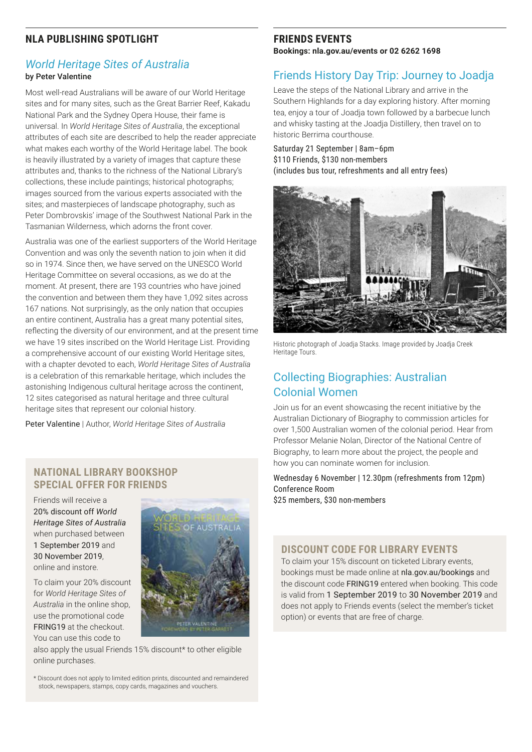## NLA PUBLISHING SPOTLIGHT

### *World Heritage Sites of Australia*

**by Peter Valentine**

Most well-read Australians will be aware of our World Heritage sites and for many sites, such as the Great Barrier Reef, Kakadu National Park and the Sydney Opera House, their fame is universal. In *World Heritage Sites of Australia*, the exceptional attributes of each site are described to help the reader appreciate what makes each worthy of the World Heritage label. The book is heavily illustrated by a variety of images that capture these attributes and, thanks to the richness of the National Library's collections, these include paintings; historical photographs; images sourced from the various experts associated with the sites; and masterpieces of landscape photography, such as Peter Dombrovskis' image of the Southwest National Park in the Tasmanian Wilderness, which adorns the front cover.

Australia was one of the earliest supporters of the World Heritage Convention and was only the seventh nation to join when it did so in 1974. Since then, we have served on the UNESCO World Heritage Committee on several occasions, as we do at the moment. At present, there are 193 countries who have joined the convention and between them they have 1,092 sites across 167 nations. Not surprisingly, as the only nation that occupies an entire continent, Australia has a great many potential sites, reflecting the diversity of our environment, and at the present time we have 19 sites inscribed on the World Heritage List. Providing a comprehensive account of our existing World Heritage sites, with a chapter devoted to each, *World Heritage Sites of Australia* is a celebration of this remarkable heritage, which includes the astonishing Indigenous cultural heritage across the continent, 12 sites categorised as natural heritage and three cultural heritage sites that represent our colonial history.

Peter Valentine | Author, *World Heritage Sites of Australia*

### NATIONAL LIBRARY BOOKSHOP SPECIAL OFFER FOR FRIENDS

Friends will receive a 20% discount off *World Heritage Sites of Australia* when purchased between 1 September 2019 and 30 November 2019, online and instore.

To claim your 20% discount for *World Heritage Sites of Australia* in the online shop, use the promotional code FRING19 at the checkout. You can use this code to also apply the usual Friends 15% discount* to other eligible online purchases.

\* Discount does not apply to limited edition prints, discounted and remaindered stock, newspapers, stamps, copy cards, magazines and vouchers.

## FRIENDS EVENTS

**Bookings: nla.gov.au/events or 02 6262 1698**

### Friends History Day Trip: Journey to Joadja

Leave the steps of the National Library and arrive in the Southern Highlands for a day exploring history. After morning tea, enjoy a tour of Joadja town followed by a barbecue lunch and whisky tasting at the Joadja Distillery, then travel on to historic Berrima courthouse.

Saturday 21 September | 8am–6pm
$110 Friends, $130 non-members
(includes bus tour, refreshments and all entry fees)

Historic photograph of Joadja Stacks. Image provided by Joadja Creek Heritage Tours.

### Collecting Biographies: Australian Colonial Women

Join us for an event showcasing the recent initiative by the Australian Dictionary of Biography to commission articles for over 1,500 Australian women of the colonial period. Hear from Professor Melanie Nolan, Director of the National Centre of Biography, to learn more about the project, the people and how you can nominate women for inclusion.

Wednesday 6 November | 12.30pm (refreshments from 12pm)
Conference Room
$25 members, $30 non-members

### DISCOUNT CODE FOR LIBRARY EVENTS

To claim your 15% discount on ticketed Library events, bookings must be made online at nla.gov.au/bookings and the discount code FRING19 entered when booking. This code is valid from 1 September 2019 to 30 November 2019 and does not apply to Friends events (select the member's ticket option) or events that are free of charge.